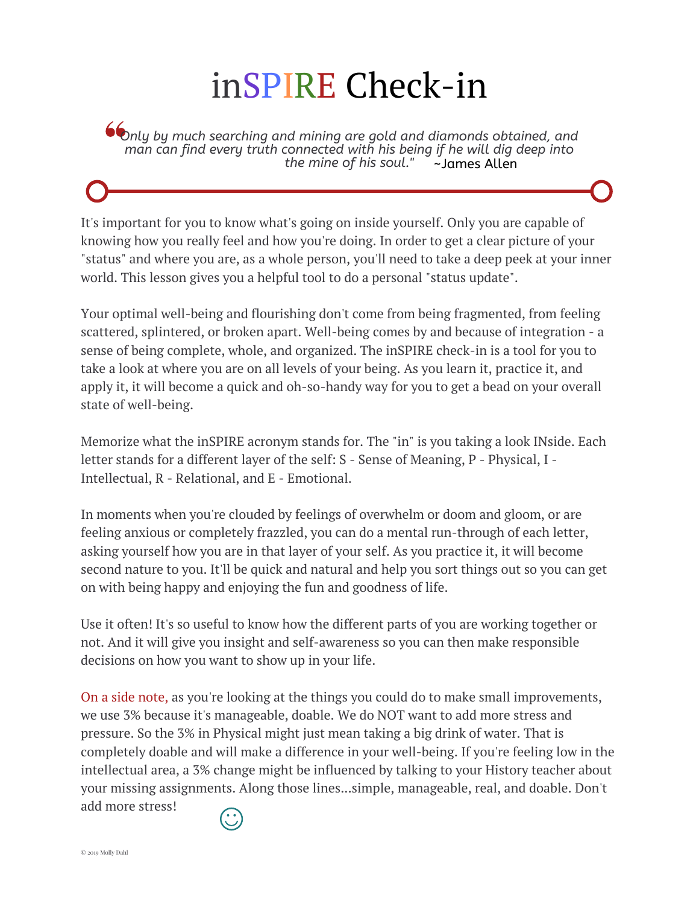# inSPIRE Check-in

> *"Only by much searching and mining are gold and diamonds obtained, and man can find every truth connected with his being if he will dig deep into the mine of his soul."* ~James Allen

It's important for you to know what's going on inside yourself. Only you are capable of knowing how you really feel and how you're doing. In order to get a clear picture of your "status" and where you are, as a whole person, you'll need to take a deep peek at your inner world. This lesson gives you a helpful tool to do a personal "status update".

Your optimal well-being and flourishing don't come from being fragmented, from feeling scattered, splintered, or broken apart. Well-being comes by and because of integration - a sense of being complete, whole, and organized. The inSPIRE check-in is a tool for you to take a look at where you are on all levels of your being. As you learn it, practice it, and apply it, it will become a quick and oh-so-handy way for you to get a bead on your overall state of well-being.

Memorize what the inSPIRE acronym stands for. The "in" is you taking a look INside. Each letter stands for a different layer of the self: S - Sense of Meaning, P - Physical, I - Intellectual, R - Relational, and E - Emotional.

In moments when you're clouded by feelings of overwhelm or doom and gloom, or are feeling anxious or completely frazzled, you can do a mental run-through of each letter, asking yourself how you are in that layer of your self. As you practice it, it will become second nature to you. It'll be quick and natural and help you sort things out so you can get on with being happy and enjoying the fun and goodness of life.

Use it often! It's so useful to know how the different parts of you are working together or not. And it will give you insight and self-awareness so you can then make responsible decisions on how you want to show up in your life.

On a side note, as you're looking at the things you could do to make small improvements, we use 3% because it's manageable, doable. We do NOT want to add more stress and pressure. So the 3% in Physical might just mean taking a big drink of water. That is completely doable and will make a difference in your well-being. If you're feeling low in the intellectual area, a 3% change might be influenced by talking to your History teacher about your missing assignments. Along those lines...simple, manageable, real, and doable. Don't add more stress! ☺

© 2019 Molly Dahl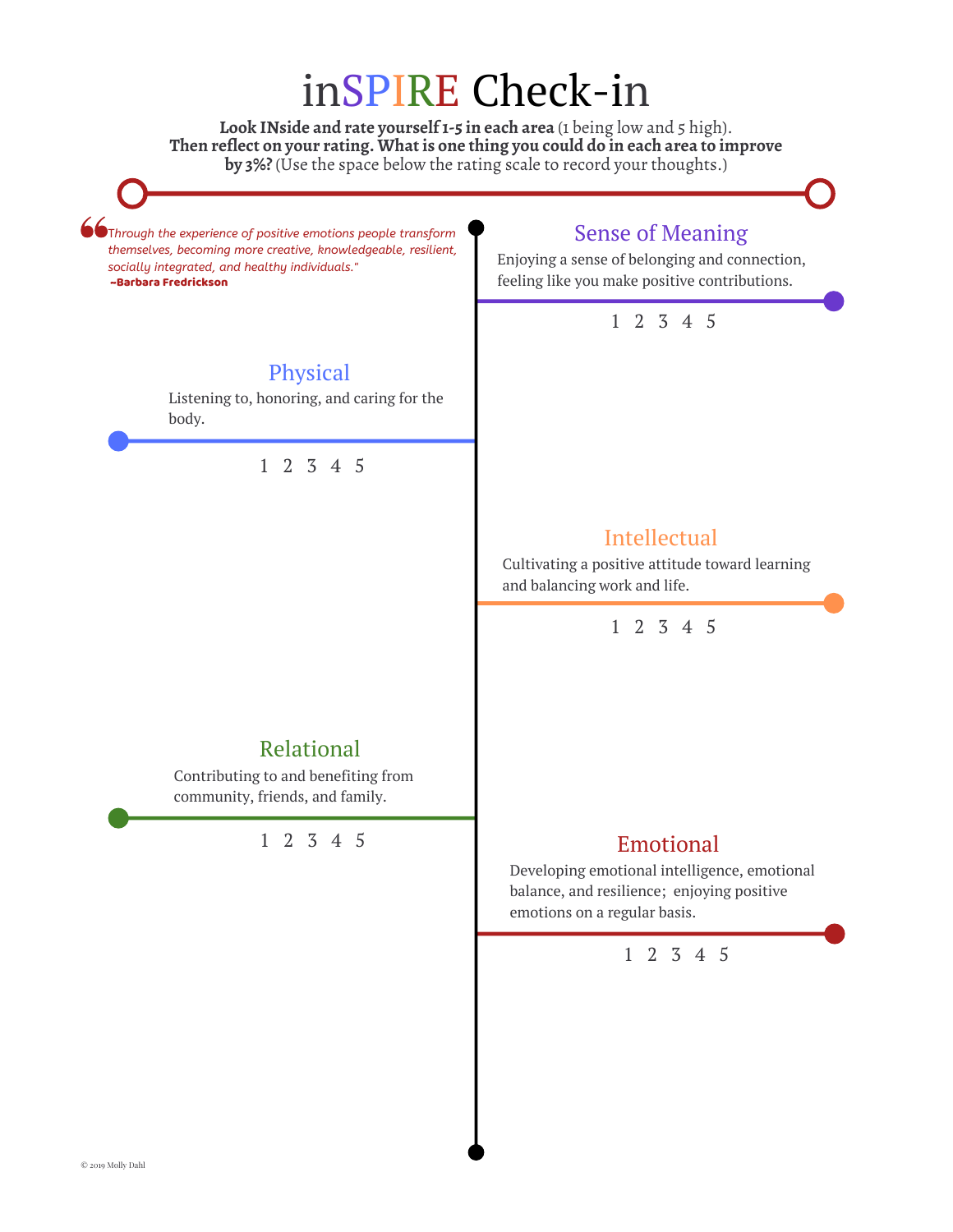# inSPIRE Check-in

**Look INside and rate yourself 1-5 in each area** (1 being low and 5 high).
**Then reflect on your rating. What is one thing you could do in each area to improve by 3%?** (Use the space below the rating scale to record your thoughts.)

> *"Through the experience of positive emotions people transform themselves, becoming more creative, knowledgeable, resilient, socially integrated, and healthy individuals."*
> **~Barbara Fredrickson**

## Sense of Meaning

Enjoying a sense of belonging and connection, feeling like you make positive contributions.

1 2 3 4 5

## Physical

Listening to, honoring, and caring for the body.

1 2 3 4 5

## Intellectual

Cultivating a positive attitude toward learning and balancing work and life.

1 2 3 4 5

## Relational

Contributing to and benefiting from community, friends, and family.

1 2 3 4 5

## Emotional

Developing emotional intelligence, emotional balance, and resilience; enjoying positive emotions on a regular basis.

1 2 3 4 5

© 2019 Molly Dahl